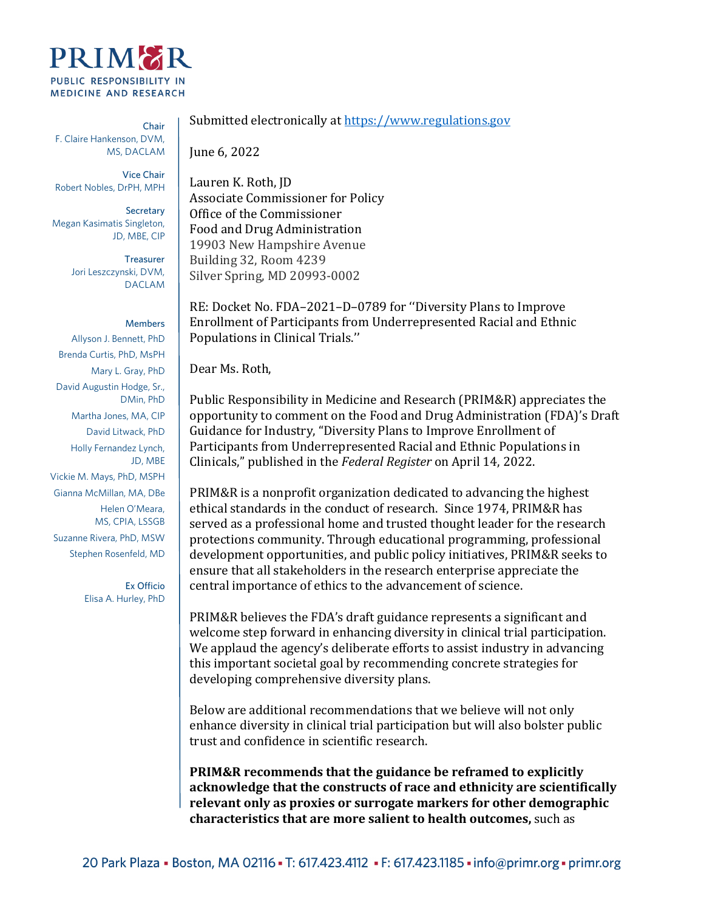# PRIM&R

PUBLIC RESPONSIBILITY IN MEDICINE AND RESEARCH

**Chair**
F. Claire Hankenson, DVM, MS, DACLAM

**Vice Chair**
Robert Nobles, DrPH, MPH

**Secretary**
Megan Kasimatis Singleton, JD, MBE, CIP

**Treasurer**
Jori Leszczynski, DVM, DACLAM

**Members**
Allyson J. Bennett, PhD
Brenda Curtis, PhD, MsPH
Mary L. Gray, PhD
David Augustin Hodge, Sr., DMin, PhD
Martha Jones, MA, CIP
David Litwack, PhD
Holly Fernandez Lynch, JD, MBE
Vickie M. Mays, PhD, MSPH
Gianna McMillan, MA, DBe
Helen O'Meara, MS, CPIA, LSSGB
Suzanne Rivera, PhD, MSW
Stephen Rosenfeld, MD

**Ex Officio**
Elisa A. Hurley, PhD

Submitted electronically at https://www.regulations.gov

June 6, 2022

Lauren K. Roth, JD
Associate Commissioner for Policy
Office of the Commissioner
Food and Drug Administration
19903 New Hampshire Avenue
Building 32, Room 4239
Silver Spring, MD 20993-0002

RE: Docket No. FDA–2021–D–0789 for ''Diversity Plans to Improve Enrollment of Participants from Underrepresented Racial and Ethnic Populations in Clinical Trials.''

Dear Ms. Roth,

Public Responsibility in Medicine and Research (PRIM&R) appreciates the opportunity to comment on the Food and Drug Administration (FDA)'s Draft Guidance for Industry, "Diversity Plans to Improve Enrollment of Participants from Underrepresented Racial and Ethnic Populations in Clinicals," published in the *Federal Register* on April 14, 2022.

PRIM&R is a nonprofit organization dedicated to advancing the highest ethical standards in the conduct of research. Since 1974, PRIM&R has served as a professional home and trusted thought leader for the research protections community. Through educational programming, professional development opportunities, and public policy initiatives, PRIM&R seeks to ensure that all stakeholders in the research enterprise appreciate the central importance of ethics to the advancement of science.

PRIM&R believes the FDA's draft guidance represents a significant and welcome step forward in enhancing diversity in clinical trial participation. We applaud the agency's deliberate efforts to assist industry in advancing this important societal goal by recommending concrete strategies for developing comprehensive diversity plans.

Below are additional recommendations that we believe will not only enhance diversity in clinical trial participation but will also bolster public trust and confidence in scientific research.

**PRIM&R recommends that the guidance be reframed to explicitly acknowledge that the constructs of race and ethnicity are scientifically relevant only as proxies or surrogate markers for other demographic characteristics that are more salient to health outcomes,** such as

20 Park Plaza ▪ Boston, MA 02116 ▪ T: 617.423.4112 ▪ F: 617.423.1185 ▪ info@primr.org ▪ primr.org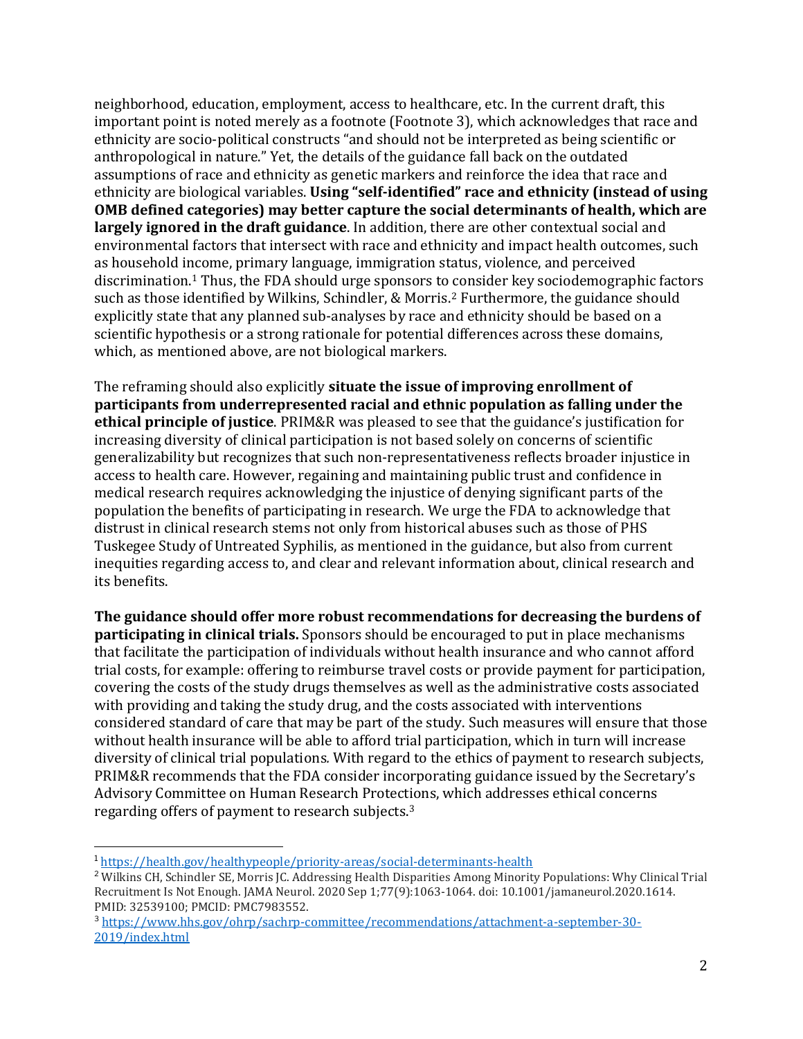neighborhood, education, employment, access to healthcare, etc. In the current draft, this important point is noted merely as a footnote (Footnote 3), which acknowledges that race and ethnicity are socio-political constructs "and should not be interpreted as being scientific or anthropological in nature." Yet, the details of the guidance fall back on the outdated assumptions of race and ethnicity as genetic markers and reinforce the idea that race and ethnicity are biological variables. **Using "self-identified" race and ethnicity (instead of using OMB defined categories) may better capture the social determinants of health, which are largely ignored in the draft guidance**. In addition, there are other contextual social and environmental factors that intersect with race and ethnicity and impact health outcomes, such as household income, primary language, immigration status, violence, and perceived discrimination.[1] Thus, the FDA should urge sponsors to consider key sociodemographic factors such as those identified by Wilkins, Schindler, & Morris.[2] Furthermore, the guidance should explicitly state that any planned sub-analyses by race and ethnicity should be based on a scientific hypothesis or a strong rationale for potential differences across these domains, which, as mentioned above, are not biological markers.

The reframing should also explicitly **situate the issue of improving enrollment of participants from underrepresented racial and ethnic population as falling under the ethical principle of justice**. PRIM&R was pleased to see that the guidance's justification for increasing diversity of clinical participation is not based solely on concerns of scientific generalizability but recognizes that such non-representativeness reflects broader injustice in access to health care. However, regaining and maintaining public trust and confidence in medical research requires acknowledging the injustice of denying significant parts of the population the benefits of participating in research. We urge the FDA to acknowledge that distrust in clinical research stems not only from historical abuses such as those of PHS Tuskegee Study of Untreated Syphilis, as mentioned in the guidance, but also from current inequities regarding access to, and clear and relevant information about, clinical research and its benefits.

**The guidance should offer more robust recommendations for decreasing the burdens of participating in clinical trials.** Sponsors should be encouraged to put in place mechanisms that facilitate the participation of individuals without health insurance and who cannot afford trial costs, for example: offering to reimburse travel costs or provide payment for participation, covering the costs of the study drugs themselves as well as the administrative costs associated with providing and taking the study drug, and the costs associated with interventions considered standard of care that may be part of the study. Such measures will ensure that those without health insurance will be able to afford trial participation, which in turn will increase diversity of clinical trial populations. With regard to the ethics of payment to research subjects, PRIM&R recommends that the FDA consider incorporating guidance issued by the Secretary's Advisory Committee on Human Research Protections, which addresses ethical concerns regarding offers of payment to research subjects.[3]

---

[1] https://health.gov/healthypeople/priority-areas/social-determinants-health

[2] Wilkins CH, Schindler SE, Morris JC. Addressing Health Disparities Among Minority Populations: Why Clinical Trial Recruitment Is Not Enough. JAMA Neurol. 2020 Sep 1;77(9):1063-1064. doi: 10.1001/jamaneurol.2020.1614. PMID: 32539100; PMCID: PMC7983552.

[3] https://www.hhs.gov/ohrp/sachrp-committee/recommendations/attachment-a-september-30-2019/index.html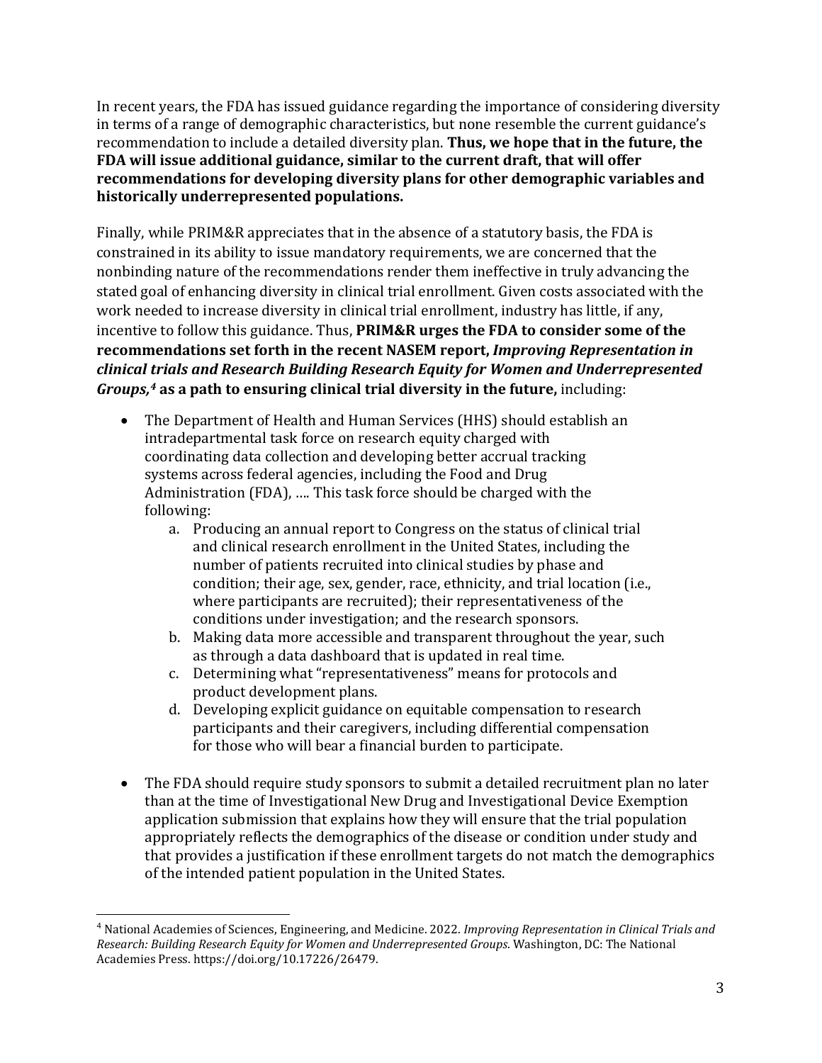In recent years, the FDA has issued guidance regarding the importance of considering diversity in terms of a range of demographic characteristics, but none resemble the current guidance's recommendation to include a detailed diversity plan. **Thus, we hope that in the future, the FDA will issue additional guidance, similar to the current draft, that will offer recommendations for developing diversity plans for other demographic variables and historically underrepresented populations.**

Finally, while PRIM&R appreciates that in the absence of a statutory basis, the FDA is constrained in its ability to issue mandatory requirements, we are concerned that the nonbinding nature of the recommendations render them ineffective in truly advancing the stated goal of enhancing diversity in clinical trial enrollment. Given costs associated with the work needed to increase diversity in clinical trial enrollment, industry has little, if any, incentive to follow this guidance. Thus, **PRIM&R urges the FDA to consider some of the recommendations set forth in the recent NASEM report, *Improving Representation in clinical trials and Research Building Research Equity for Women and Underrepresented Groups,*[4] as a path to ensuring clinical trial diversity in the future,** including:

- The Department of Health and Human Services (HHS) should establish an intradepartmental task force on research equity charged with coordinating data collection and developing better accrual tracking systems across federal agencies, including the Food and Drug Administration (FDA), …. This task force should be charged with the following:
    a. Producing an annual report to Congress on the status of clinical trial and clinical research enrollment in the United States, including the number of patients recruited into clinical studies by phase and condition; their age, sex, gender, race, ethnicity, and trial location (i.e., where participants are recruited); their representativeness of the conditions under investigation; and the research sponsors.
    b. Making data more accessible and transparent throughout the year, such as through a data dashboard that is updated in real time.
    c. Determining what "representativeness" means for protocols and product development plans.
    d. Developing explicit guidance on equitable compensation to research participants and their caregivers, including differential compensation for those who will bear a financial burden to participate.

- The FDA should require study sponsors to submit a detailed recruitment plan no later than at the time of Investigational New Drug and Investigational Device Exemption application submission that explains how they will ensure that the trial population appropriately reflects the demographics of the disease or condition under study and that provides a justification if these enrollment targets do not match the demographics of the intended patient population in the United States.

---

[4] National Academies of Sciences, Engineering, and Medicine. 2022. *Improving Representation in Clinical Trials and Research: Building Research Equity for Women and Underrepresented Groups*. Washington, DC: The National Academies Press. https://doi.org/10.17226/26479.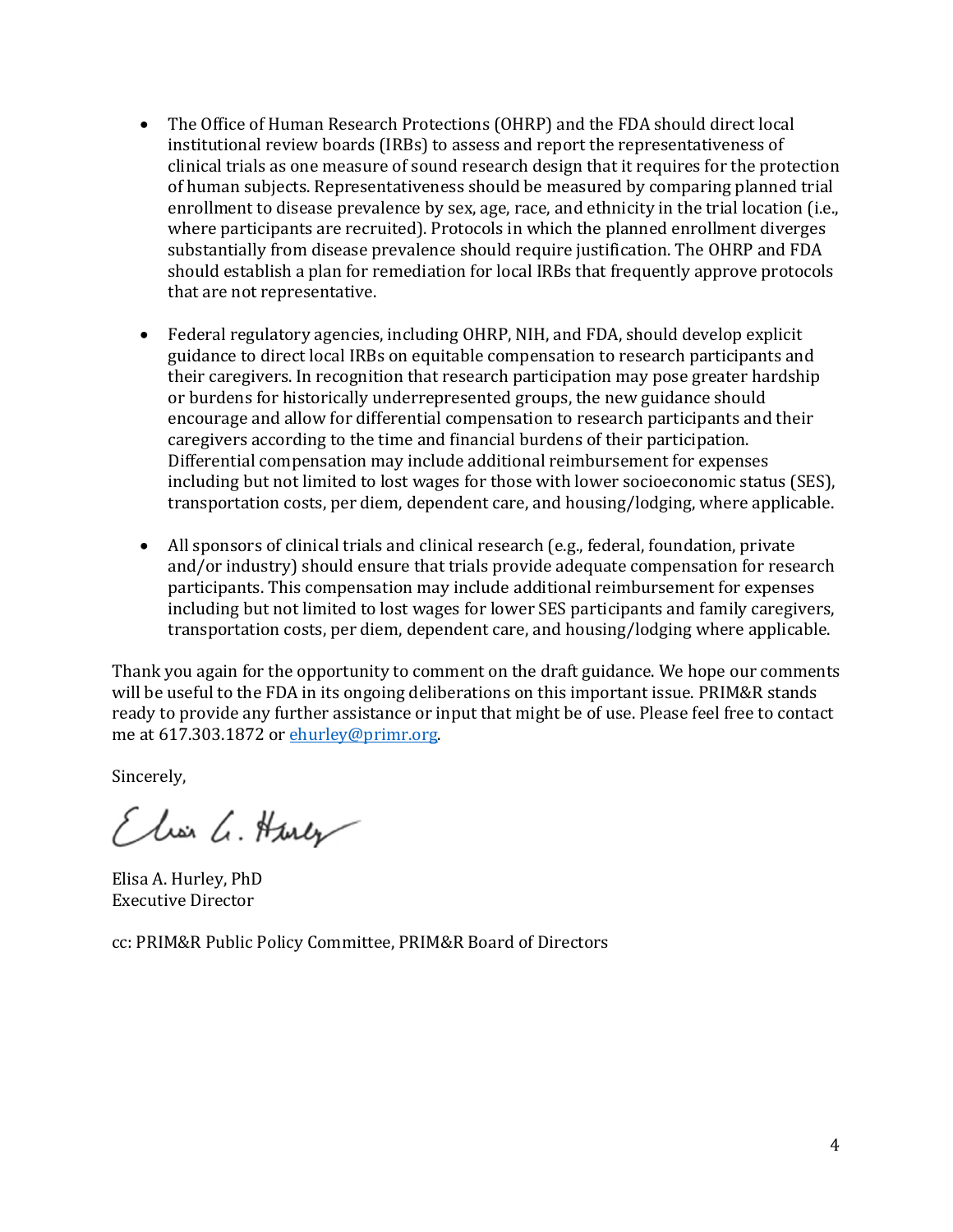- The Office of Human Research Protections (OHRP) and the FDA should direct local institutional review boards (IRBs) to assess and report the representativeness of clinical trials as one measure of sound research design that it requires for the protection of human subjects. Representativeness should be measured by comparing planned trial enrollment to disease prevalence by sex, age, race, and ethnicity in the trial location (i.e., where participants are recruited). Protocols in which the planned enrollment diverges substantially from disease prevalence should require justification. The OHRP and FDA should establish a plan for remediation for local IRBs that frequently approve protocols that are not representative.

- Federal regulatory agencies, including OHRP, NIH, and FDA, should develop explicit guidance to direct local IRBs on equitable compensation to research participants and their caregivers. In recognition that research participation may pose greater hardship or burdens for historically underrepresented groups, the new guidance should encourage and allow for differential compensation to research participants and their caregivers according to the time and financial burdens of their participation. Differential compensation may include additional reimbursement for expenses including but not limited to lost wages for those with lower socioeconomic status (SES), transportation costs, per diem, dependent care, and housing/lodging, where applicable.

- All sponsors of clinical trials and clinical research (e.g., federal, foundation, private and/or industry) should ensure that trials provide adequate compensation for research participants. This compensation may include additional reimbursement for expenses including but not limited to lost wages for lower SES participants and family caregivers, transportation costs, per diem, dependent care, and housing/lodging where applicable.

Thank you again for the opportunity to comment on the draft guidance. We hope our comments will be useful to the FDA in its ongoing deliberations on this important issue. PRIM&R stands ready to provide any further assistance or input that might be of use. Please feel free to contact me at 617.303.1872 or [ehurley@primr.org](mailto:ehurley@primr.org).

Sincerely,

Elisa A. Hurley, PhD
Executive Director

cc: PRIM&R Public Policy Committee, PRIM&R Board of Directors